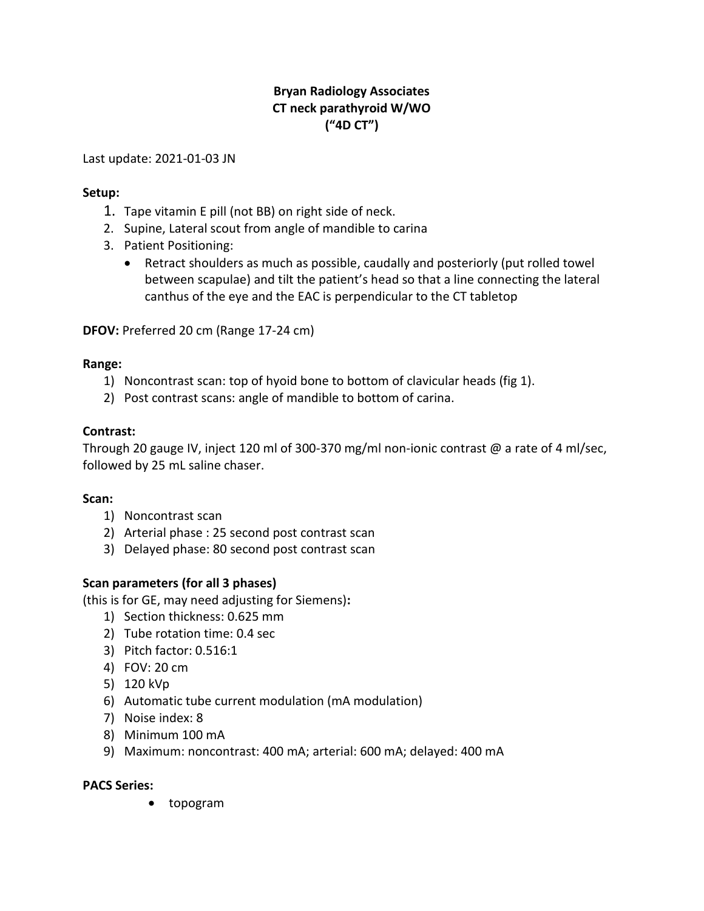**Bryan Radiology Associates**
**CT neck parathyroid W/WO**
**("4D CT")**

Last update: 2021-01-03 JN

**Setup:**

1. Tape vitamin E pill (not BB) on right side of neck.
2. Supine, Lateral scout from angle of mandible to carina
3. Patient Positioning:
   - Retract shoulders as much as possible, caudally and posteriorly (put rolled towel between scapulae) and tilt the patient's head so that a line connecting the lateral canthus of the eye and the EAC is perpendicular to the CT tabletop

**DFOV:** Preferred 20 cm (Range 17-24 cm)

**Range:**

1) Noncontrast scan: top of hyoid bone to bottom of clavicular heads (fig 1).
2) Post contrast scans: angle of mandible to bottom of carina.

**Contrast:**

Through 20 gauge IV, inject 120 ml of 300-370 mg/ml non-ionic contrast @ a rate of 4 ml/sec, followed by 25 mL saline chaser.

**Scan:**

1) Noncontrast scan
2) Arterial phase : 25 second post contrast scan
3) Delayed phase: 80 second post contrast scan

**Scan parameters (for all 3 phases)**

(this is for GE, may need adjusting for Siemens)**:**

1) Section thickness: 0.625 mm
2) Tube rotation time: 0.4 sec
3) Pitch factor: 0.516:1
4) FOV: 20 cm
5) 120 kVp
6) Automatic tube current modulation (mA modulation)
7) Noise index: 8
8) Minimum 100 mA
9) Maximum: noncontrast: 400 mA; arterial: 600 mA; delayed: 400 mA

**PACS Series:**

- topogram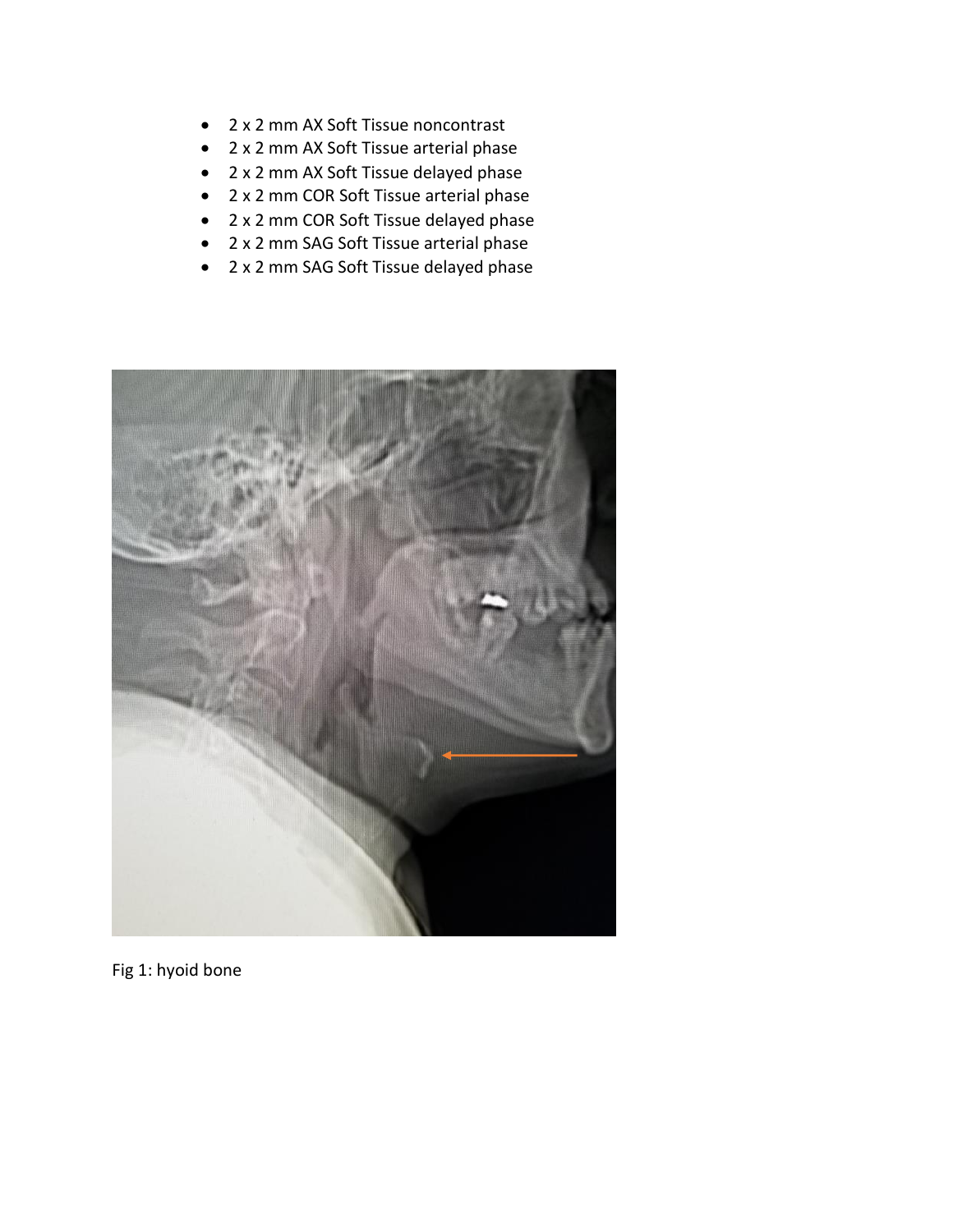- 2 x 2 mm AX Soft Tissue noncontrast
- 2 x 2 mm AX Soft Tissue arterial phase
- 2 x 2 mm AX Soft Tissue delayed phase
- 2 x 2 mm COR Soft Tissue arterial phase
- 2 x 2 mm COR Soft Tissue delayed phase
- 2 x 2 mm SAG Soft Tissue arterial phase
- 2 x 2 mm SAG Soft Tissue delayed phase

Fig 1: hyoid bone